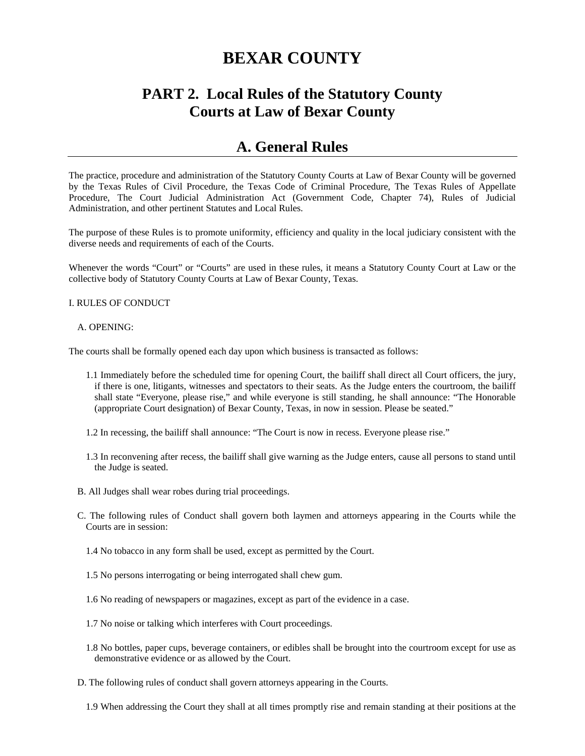# BEXAR COUNTY

## PART 2. Local Rules of the Statutory County Courts at Law of Bexar County

## A. General Rules

The practice, procedure and administration of the Statutory County Courts at Law of Bexar County will be governed by the Texas Rules of Civil Procedure, the Texas Code of Criminal Procedure, The Texas Rules of Appellate Procedure, The Court Judicial Administration Act (Government Code, Chapter 74), Rules of Judicial Administration, and other pertinent Statutes and Local Rules.

The purpose of these Rules is to promote uniformity, efficiency and quality in the local judiciary consistent with the diverse needs and requirements of each of the Courts.

Whenever the words "Court" or "Courts" are used in these rules, it means a Statutory County Court at Law or the collective body of Statutory County Courts at Law of Bexar County, Texas.

I. RULES OF CONDUCT

A. OPENING:

The courts shall be formally opened each day upon which business is transacted as follows:

1.1 Immediately before the scheduled time for opening Court, the bailiff shall direct all Court officers, the jury, if there is one, litigants, witnesses and spectators to their seats. As the Judge enters the courtroom, the bailiff shall state "Everyone, please rise," and while everyone is still standing, he shall announce: "The Honorable (appropriate Court designation) of Bexar County, Texas, in now in session. Please be seated."

1.2 In recessing, the bailiff shall announce: "The Court is now in recess. Everyone please rise."

1.3 In reconvening after recess, the bailiff shall give warning as the Judge enters, cause all persons to stand until the Judge is seated.

B. All Judges shall wear robes during trial proceedings.

C. The following rules of Conduct shall govern both laymen and attorneys appearing in the Courts while the Courts are in session:

1.4 No tobacco in any form shall be used, except as permitted by the Court.

1.5 No persons interrogating or being interrogated shall chew gum.

1.6 No reading of newspapers or magazines, except as part of the evidence in a case.

1.7 No noise or talking which interferes with Court proceedings.

1.8 No bottles, paper cups, beverage containers, or edibles shall be brought into the courtroom except for use as demonstrative evidence or as allowed by the Court.

D. The following rules of conduct shall govern attorneys appearing in the Courts.

1.9 When addressing the Court they shall at all times promptly rise and remain standing at their positions at the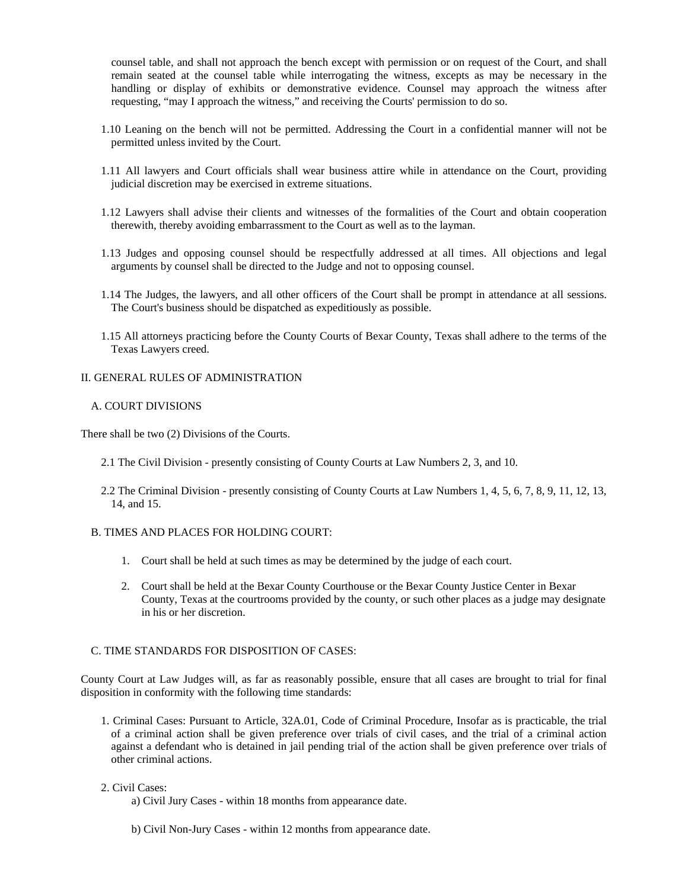counsel table, and shall not approach the bench except with permission or on request of the Court, and shall remain seated at the counsel table while interrogating the witness, excepts as may be necessary in the handling or display of exhibits or demonstrative evidence. Counsel may approach the witness after requesting, “may I approach the witness,” and receiving the Courts' permission to do so.

1.10 Leaning on the bench will not be permitted. Addressing the Court in a confidential manner will not be permitted unless invited by the Court.

1.11 All lawyers and Court officials shall wear business attire while in attendance on the Court, providing judicial discretion may be exercised in extreme situations.

1.12 Lawyers shall advise their clients and witnesses of the formalities of the Court and obtain cooperation therewith, thereby avoiding embarrassment to the Court as well as to the layman.

1.13 Judges and opposing counsel should be respectfully addressed at all times. All objections and legal arguments by counsel shall be directed to the Judge and not to opposing counsel.

1.14 The Judges, the lawyers, and all other officers of the Court shall be prompt in attendance at all sessions. The Court's business should be dispatched as expeditiously as possible.

1.15 All attorneys practicing before the County Courts of Bexar County, Texas shall adhere to the terms of the Texas Lawyers creed.

## II. GENERAL RULES OF ADMINISTRATION

### A. COURT DIVISIONS

There shall be two (2) Divisions of the Courts.

2.1 The Civil Division - presently consisting of County Courts at Law Numbers 2, 3, and 10.

2.2 The Criminal Division - presently consisting of County Courts at Law Numbers 1, 4, 5, 6, 7, 8, 9, 11, 12, 13, 14, and 15.

### B. TIMES AND PLACES FOR HOLDING COURT:

1. Court shall be held at such times as may be determined by the judge of each court.
2. Court shall be held at the Bexar County Courthouse or the Bexar County Justice Center in Bexar County, Texas at the courtrooms provided by the county, or such other places as a judge may designate in his or her discretion.

### C. TIME STANDARDS FOR DISPOSITION OF CASES:

County Court at Law Judges will, as far as reasonably possible, ensure that all cases are brought to trial for final disposition in conformity with the following time standards:

1. Criminal Cases: Pursuant to Article, 32A.01, Code of Criminal Procedure, Insofar as is practicable, the trial of a criminal action shall be given preference over trials of civil cases, and the trial of a criminal action against a defendant who is detained in jail pending trial of the action shall be given preference over trials of other criminal actions.

2. Civil Cases:
   a) Civil Jury Cases - within 18 months from appearance date.

   b) Civil Non-Jury Cases - within 12 months from appearance date.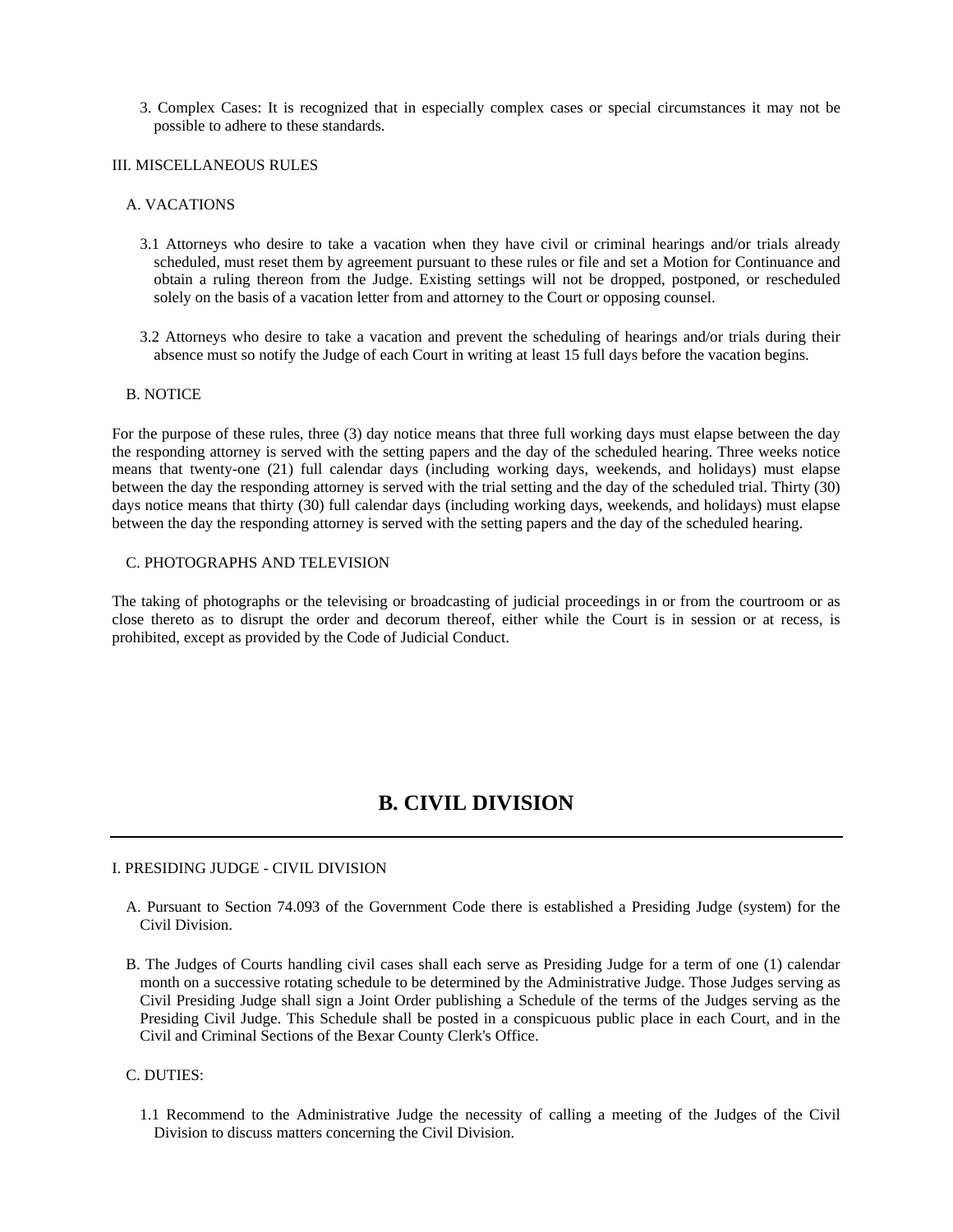3. Complex Cases: It is recognized that in especially complex cases or special circumstances it may not be possible to adhere to these standards.

III. MISCELLANEOUS RULES

A. VACATIONS

3.1 Attorneys who desire to take a vacation when they have civil or criminal hearings and/or trials already scheduled, must reset them by agreement pursuant to these rules or file and set a Motion for Continuance and obtain a ruling thereon from the Judge. Existing settings will not be dropped, postponed, or rescheduled solely on the basis of a vacation letter from and attorney to the Court or opposing counsel.

3.2 Attorneys who desire to take a vacation and prevent the scheduling of hearings and/or trials during their absence must so notify the Judge of each Court in writing at least 15 full days before the vacation begins.

B. NOTICE

For the purpose of these rules, three (3) day notice means that three full working days must elapse between the day the responding attorney is served with the setting papers and the day of the scheduled hearing. Three weeks notice means that twenty-one (21) full calendar days (including working days, weekends, and holidays) must elapse between the day the responding attorney is served with the trial setting and the day of the scheduled trial. Thirty (30) days notice means that thirty (30) full calendar days (including working days, weekends, and holidays) must elapse between the day the responding attorney is served with the setting papers and the day of the scheduled hearing.

C. PHOTOGRAPHS AND TELEVISION

The taking of photographs or the televising or broadcasting of judicial proceedings in or from the courtroom or as close thereto as to disrupt the order and decorum thereof, either while the Court is in session or at recess, is prohibited, except as provided by the Code of Judicial Conduct.

# B. CIVIL DIVISION

---

I. PRESIDING JUDGE - CIVIL DIVISION

A. Pursuant to Section 74.093 of the Government Code there is established a Presiding Judge (system) for the Civil Division.

B. The Judges of Courts handling civil cases shall each serve as Presiding Judge for a term of one (1) calendar month on a successive rotating schedule to be determined by the Administrative Judge. Those Judges serving as Civil Presiding Judge shall sign a Joint Order publishing a Schedule of the terms of the Judges serving as the Presiding Civil Judge. This Schedule shall be posted in a conspicuous public place in each Court, and in the Civil and Criminal Sections of the Bexar County Clerk's Office.

C. DUTIES:

1.1 Recommend to the Administrative Judge the necessity of calling a meeting of the Judges of the Civil Division to discuss matters concerning the Civil Division.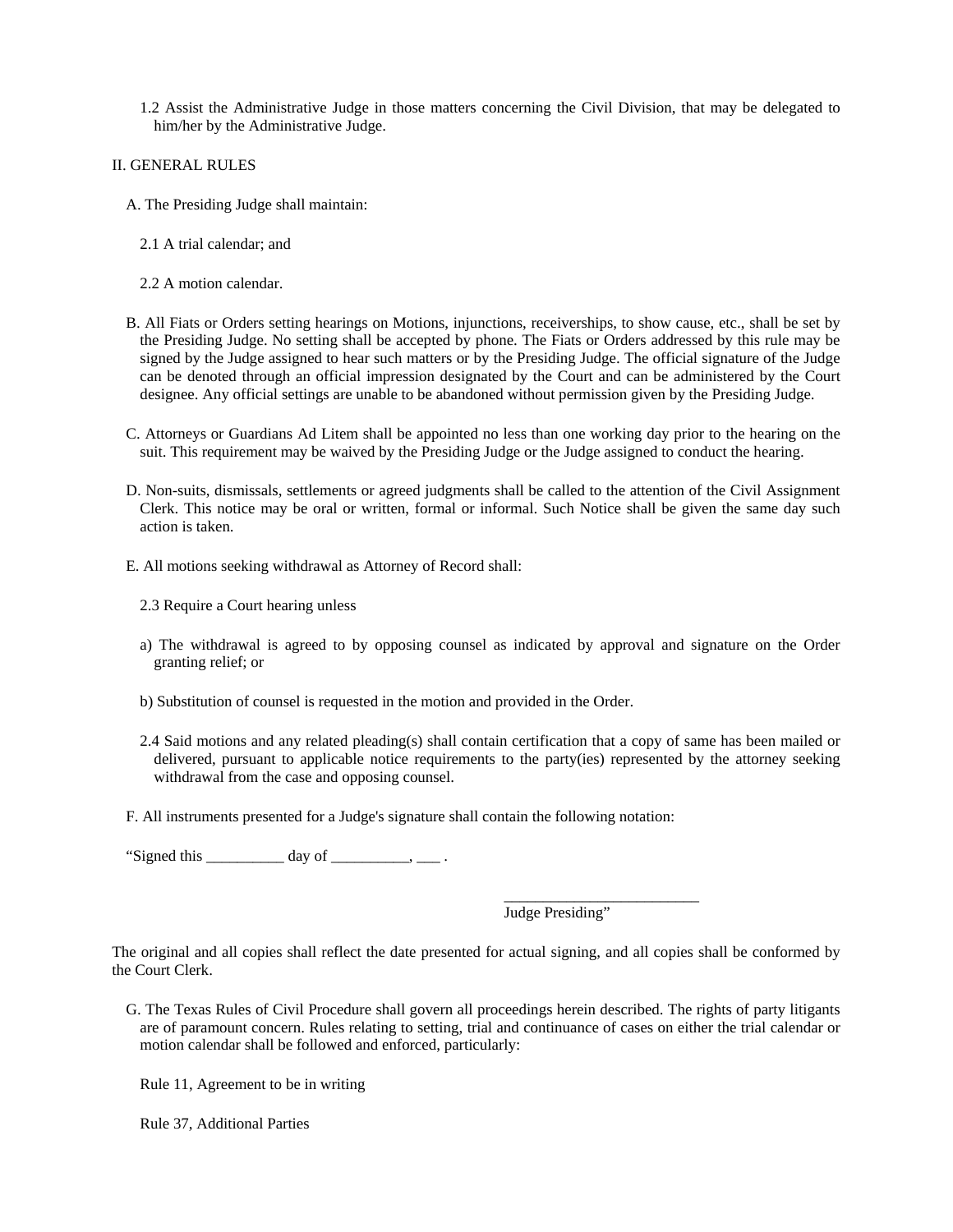1.2 Assist the Administrative Judge in those matters concerning the Civil Division, that may be delegated to him/her by the Administrative Judge.

II. GENERAL RULES

A. The Presiding Judge shall maintain:

2.1 A trial calendar; and

2.2 A motion calendar.

B. All Fiats or Orders setting hearings on Motions, injunctions, receiverships, to show cause, etc., shall be set by the Presiding Judge. No setting shall be accepted by phone. The Fiats or Orders addressed by this rule may be signed by the Judge assigned to hear such matters or by the Presiding Judge. The official signature of the Judge can be denoted through an official impression designated by the Court and can be administered by the Court designee. Any official settings are unable to be abandoned without permission given by the Presiding Judge.

C. Attorneys or Guardians Ad Litem shall be appointed no less than one working day prior to the hearing on the suit. This requirement may be waived by the Presiding Judge or the Judge assigned to conduct the hearing.

D. Non-suits, dismissals, settlements or agreed judgments shall be called to the attention of the Civil Assignment Clerk. This notice may be oral or written, formal or informal. Such Notice shall be given the same day such action is taken.

E. All motions seeking withdrawal as Attorney of Record shall:

2.3 Require a Court hearing unless

a) The withdrawal is agreed to by opposing counsel as indicated by approval and signature on the Order granting relief; or

b) Substitution of counsel is requested in the motion and provided in the Order.

2.4 Said motions and any related pleading(s) shall contain certification that a copy of same has been mailed or delivered, pursuant to applicable notice requirements to the party(ies) represented by the attorney seeking withdrawal from the case and opposing counsel.

F. All instruments presented for a Judge's signature shall contain the following notation:

“Signed this __________ day of __________, ___ .

_________________________
Judge Presiding”

The original and all copies shall reflect the date presented for actual signing, and all copies shall be conformed by the Court Clerk.

G. The Texas Rules of Civil Procedure shall govern all proceedings herein described. The rights of party litigants are of paramount concern. Rules relating to setting, trial and continuance of cases on either the trial calendar or motion calendar shall be followed and enforced, particularly:

Rule 11, Agreement to be in writing

Rule 37, Additional Parties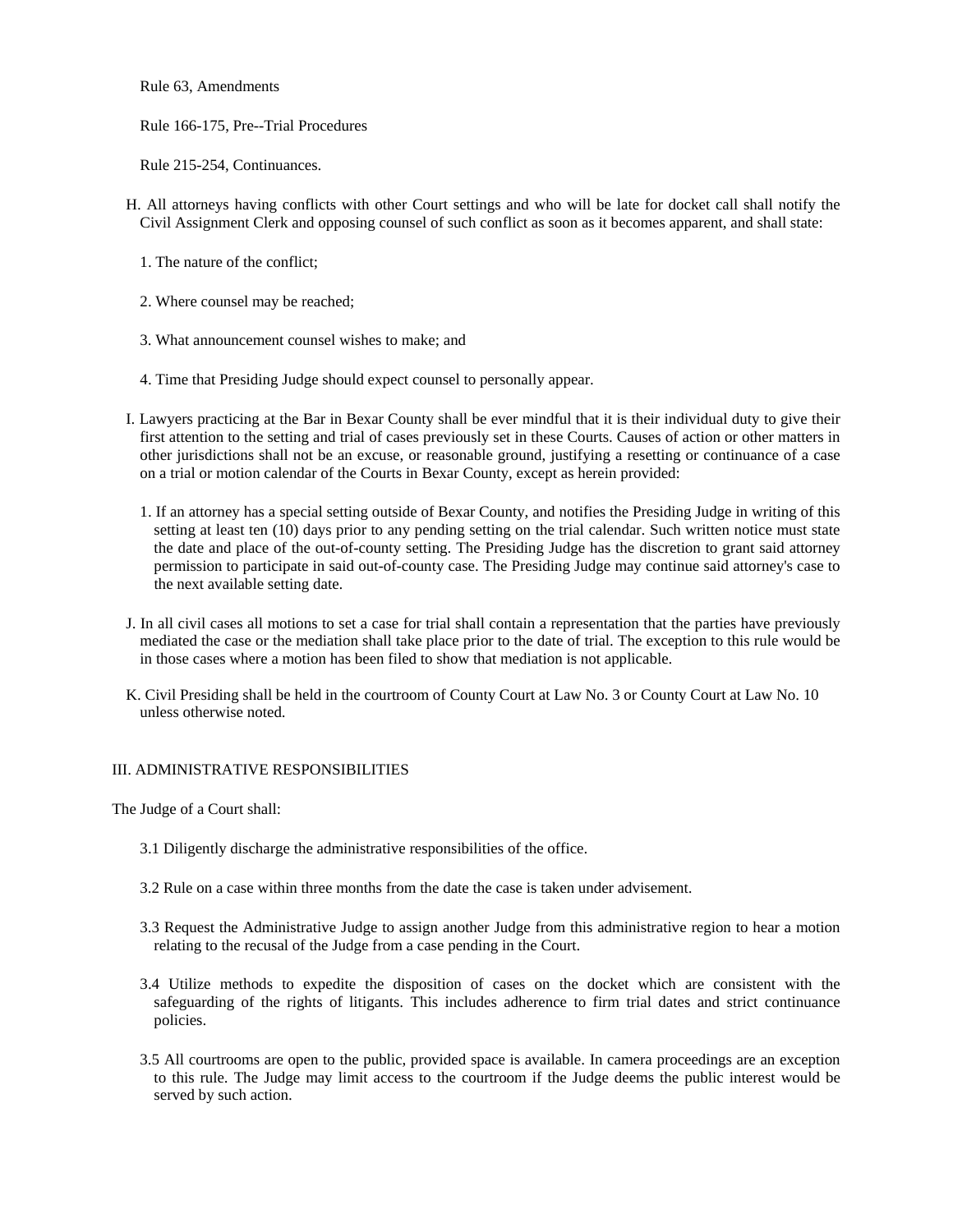Rule 63, Amendments

Rule 166-175, Pre--Trial Procedures

Rule 215-254, Continuances.

H. All attorneys having conflicts with other Court settings and who will be late for docket call shall notify the Civil Assignment Clerk and opposing counsel of such conflict as soon as it becomes apparent, and shall state:

1. The nature of the conflict;

2. Where counsel may be reached;

3. What announcement counsel wishes to make; and

4. Time that Presiding Judge should expect counsel to personally appear.

I. Lawyers practicing at the Bar in Bexar County shall be ever mindful that it is their individual duty to give their first attention to the setting and trial of cases previously set in these Courts. Causes of action or other matters in other jurisdictions shall not be an excuse, or reasonable ground, justifying a resetting or continuance of a case on a trial or motion calendar of the Courts in Bexar County, except as herein provided:

1. If an attorney has a special setting outside of Bexar County, and notifies the Presiding Judge in writing of this setting at least ten (10) days prior to any pending setting on the trial calendar. Such written notice must state the date and place of the out-of-county setting. The Presiding Judge has the discretion to grant said attorney permission to participate in said out-of-county case. The Presiding Judge may continue said attorney's case to the next available setting date.

J. In all civil cases all motions to set a case for trial shall contain a representation that the parties have previously mediated the case or the mediation shall take place prior to the date of trial. The exception to this rule would be in those cases where a motion has been filed to show that mediation is not applicable.

K. Civil Presiding shall be held in the courtroom of County Court at Law No. 3 or County Court at Law No. 10 unless otherwise noted.

## III. ADMINISTRATIVE RESPONSIBILITIES

The Judge of a Court shall:

3.1 Diligently discharge the administrative responsibilities of the office.

3.2 Rule on a case within three months from the date the case is taken under advisement.

3.3 Request the Administrative Judge to assign another Judge from this administrative region to hear a motion relating to the recusal of the Judge from a case pending in the Court.

3.4 Utilize methods to expedite the disposition of cases on the docket which are consistent with the safeguarding of the rights of litigants. This includes adherence to firm trial dates and strict continuance policies.

3.5 All courtrooms are open to the public, provided space is available. In camera proceedings are an exception to this rule. The Judge may limit access to the courtroom if the Judge deems the public interest would be served by such action.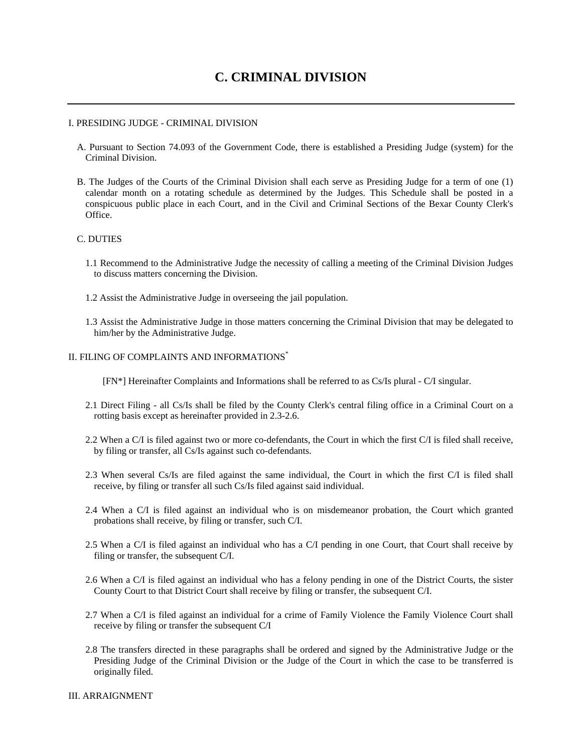# C. CRIMINAL DIVISION

I. PRESIDING JUDGE - CRIMINAL DIVISION

A. Pursuant to Section 74.093 of the Government Code, there is established a Presiding Judge (system) for the Criminal Division.

B. The Judges of the Courts of the Criminal Division shall each serve as Presiding Judge for a term of one (1) calendar month on a rotating schedule as determined by the Judges. This Schedule shall be posted in a conspicuous public place in each Court, and in the Civil and Criminal Sections of the Bexar County Clerk's Office.

C. DUTIES

1.1 Recommend to the Administrative Judge the necessity of calling a meeting of the Criminal Division Judges to discuss matters concerning the Division.

1.2 Assist the Administrative Judge in overseeing the jail population.

1.3 Assist the Administrative Judge in those matters concerning the Criminal Division that may be delegated to him/her by the Administrative Judge.

II. FILING OF COMPLAINTS AND INFORMATIONS*

[FN*] Hereinafter Complaints and Informations shall be referred to as Cs/Is plural - C/I singular.

2.1 Direct Filing - all Cs/Is shall be filed by the County Clerk's central filing office in a Criminal Court on a rotting basis except as hereinafter provided in 2.3-2.6.

2.2 When a C/I is filed against two or more co-defendants, the Court in which the first C/I is filed shall receive, by filing or transfer, all Cs/Is against such co-defendants.

2.3 When several Cs/Is are filed against the same individual, the Court in which the first C/I is filed shall receive, by filing or transfer all such Cs/Is filed against said individual.

2.4 When a C/I is filed against an individual who is on misdemeanor probation, the Court which granted probations shall receive, by filing or transfer, such C/I.

2.5 When a C/I is filed against an individual who has a C/I pending in one Court, that Court shall receive by filing or transfer, the subsequent C/I.

2.6 When a C/I is filed against an individual who has a felony pending in one of the District Courts, the sister County Court to that District Court shall receive by filing or transfer, the subsequent C/I.

2.7 When a C/I is filed against an individual for a crime of Family Violence the Family Violence Court shall receive by filing or transfer the subsequent C/I

2.8 The transfers directed in these paragraphs shall be ordered and signed by the Administrative Judge or the Presiding Judge of the Criminal Division or the Judge of the Court in which the case to be transferred is originally filed.

III. ARRAIGNMENT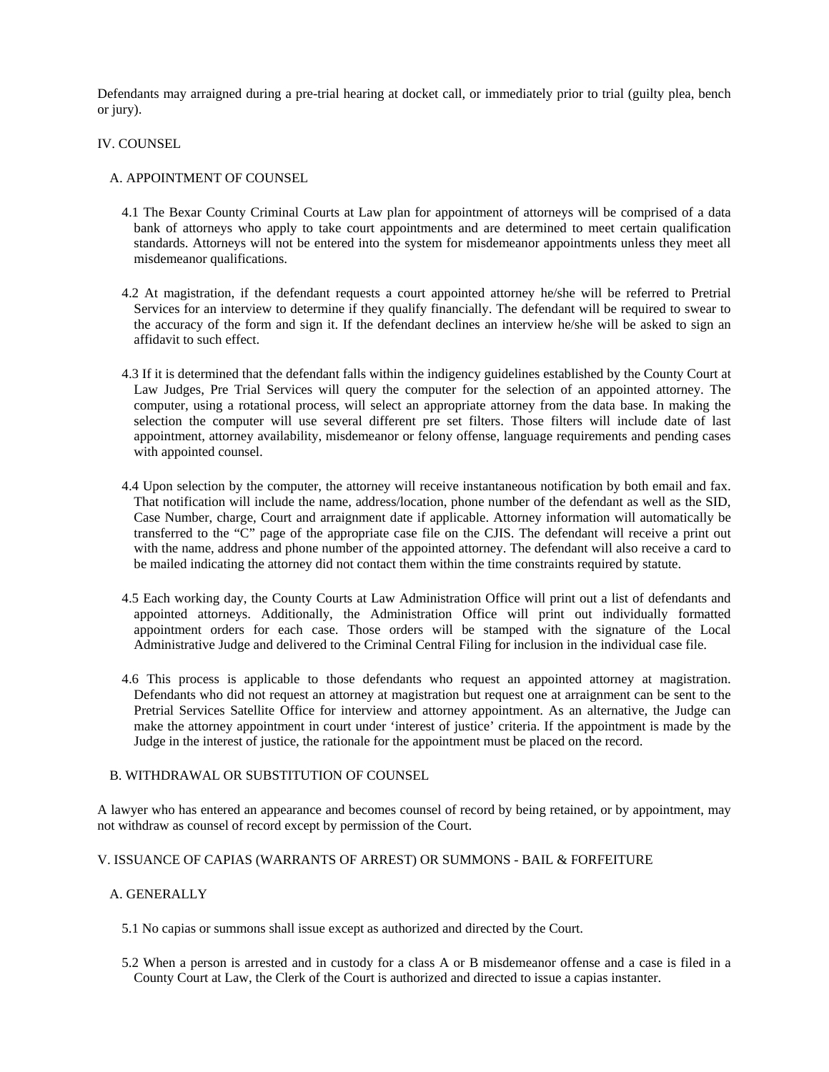Defendants may arraigned during a pre-trial hearing at docket call, or immediately prior to trial (guilty plea, bench or jury).

## IV. COUNSEL

### A. APPOINTMENT OF COUNSEL

4.1 The Bexar County Criminal Courts at Law plan for appointment of attorneys will be comprised of a data bank of attorneys who apply to take court appointments and are determined to meet certain qualification standards. Attorneys will not be entered into the system for misdemeanor appointments unless they meet all misdemeanor qualifications.

4.2 At magistration, if the defendant requests a court appointed attorney he/she will be referred to Pretrial Services for an interview to determine if they qualify financially. The defendant will be required to swear to the accuracy of the form and sign it. If the defendant declines an interview he/she will be asked to sign an affidavit to such effect.

4.3 If it is determined that the defendant falls within the indigency guidelines established by the County Court at Law Judges, Pre Trial Services will query the computer for the selection of an appointed attorney. The computer, using a rotational process, will select an appropriate attorney from the data base. In making the selection the computer will use several different pre set filters. Those filters will include date of last appointment, attorney availability, misdemeanor or felony offense, language requirements and pending cases with appointed counsel.

4.4 Upon selection by the computer, the attorney will receive instantaneous notification by both email and fax. That notification will include the name, address/location, phone number of the defendant as well as the SID, Case Number, charge, Court and arraignment date if applicable. Attorney information will automatically be transferred to the "C" page of the appropriate case file on the CJIS. The defendant will receive a print out with the name, address and phone number of the appointed attorney. The defendant will also receive a card to be mailed indicating the attorney did not contact them within the time constraints required by statute.

4.5 Each working day, the County Courts at Law Administration Office will print out a list of defendants and appointed attorneys. Additionally, the Administration Office will print out individually formatted appointment orders for each case. Those orders will be stamped with the signature of the Local Administrative Judge and delivered to the Criminal Central Filing for inclusion in the individual case file.

4.6 This process is applicable to those defendants who request an appointed attorney at magistration. Defendants who did not request an attorney at magistration but request one at arraignment can be sent to the Pretrial Services Satellite Office for interview and attorney appointment. As an alternative, the Judge can make the attorney appointment in court under 'interest of justice' criteria. If the appointment is made by the Judge in the interest of justice, the rationale for the appointment must be placed on the record.

### B. WITHDRAWAL OR SUBSTITUTION OF COUNSEL

A lawyer who has entered an appearance and becomes counsel of record by being retained, or by appointment, may not withdraw as counsel of record except by permission of the Court.

## V. ISSUANCE OF CAPIAS (WARRANTS OF ARREST) OR SUMMONS - BAIL & FORFEITURE

### A. GENERALLY

5.1 No capias or summons shall issue except as authorized and directed by the Court.

5.2 When a person is arrested and in custody for a class A or B misdemeanor offense and a case is filed in a County Court at Law, the Clerk of the Court is authorized and directed to issue a capias instanter.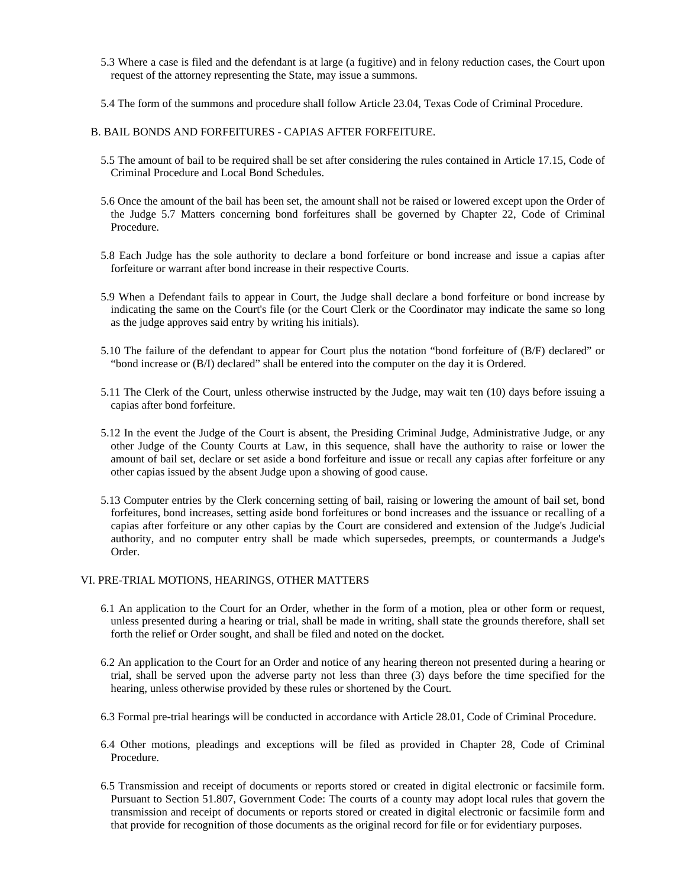5.3 Where a case is filed and the defendant is at large (a fugitive) and in felony reduction cases, the Court upon request of the attorney representing the State, may issue a summons.

5.4 The form of the summons and procedure shall follow Article 23.04, Texas Code of Criminal Procedure.

B. BAIL BONDS AND FORFEITURES - CAPIAS AFTER FORFEITURE.

5.5 The amount of bail to be required shall be set after considering the rules contained in Article 17.15, Code of Criminal Procedure and Local Bond Schedules.

5.6 Once the amount of the bail has been set, the amount shall not be raised or lowered except upon the Order of the Judge 5.7 Matters concerning bond forfeitures shall be governed by Chapter 22, Code of Criminal Procedure.

5.8 Each Judge has the sole authority to declare a bond forfeiture or bond increase and issue a capias after forfeiture or warrant after bond increase in their respective Courts.

5.9 When a Defendant fails to appear in Court, the Judge shall declare a bond forfeiture or bond increase by indicating the same on the Court's file (or the Court Clerk or the Coordinator may indicate the same so long as the judge approves said entry by writing his initials).

5.10 The failure of the defendant to appear for Court plus the notation "bond forfeiture of (B/F) declared" or "bond increase or (B/I) declared" shall be entered into the computer on the day it is Ordered.

5.11 The Clerk of the Court, unless otherwise instructed by the Judge, may wait ten (10) days before issuing a capias after bond forfeiture.

5.12 In the event the Judge of the Court is absent, the Presiding Criminal Judge, Administrative Judge, or any other Judge of the County Courts at Law, in this sequence, shall have the authority to raise or lower the amount of bail set, declare or set aside a bond forfeiture and issue or recall any capias after forfeiture or any other capias issued by the absent Judge upon a showing of good cause.

5.13 Computer entries by the Clerk concerning setting of bail, raising or lowering the amount of bail set, bond forfeitures, bond increases, setting aside bond forfeitures or bond increases and the issuance or recalling of a capias after forfeiture or any other capias by the Court are considered and extension of the Judge's Judicial authority, and no computer entry shall be made which supersedes, preempts, or countermands a Judge's Order.

VI. PRE-TRIAL MOTIONS, HEARINGS, OTHER MATTERS

6.1 An application to the Court for an Order, whether in the form of a motion, plea or other form or request, unless presented during a hearing or trial, shall be made in writing, shall state the grounds therefore, shall set forth the relief or Order sought, and shall be filed and noted on the docket.

6.2 An application to the Court for an Order and notice of any hearing thereon not presented during a hearing or trial, shall be served upon the adverse party not less than three (3) days before the time specified for the hearing, unless otherwise provided by these rules or shortened by the Court.

6.3 Formal pre-trial hearings will be conducted in accordance with Article 28.01, Code of Criminal Procedure.

6.4 Other motions, pleadings and exceptions will be filed as provided in Chapter 28, Code of Criminal Procedure.

6.5 Transmission and receipt of documents or reports stored or created in digital electronic or facsimile form. Pursuant to Section 51.807, Government Code: The courts of a county may adopt local rules that govern the transmission and receipt of documents or reports stored or created in digital electronic or facsimile form and that provide for recognition of those documents as the original record for file or for evidentiary purposes.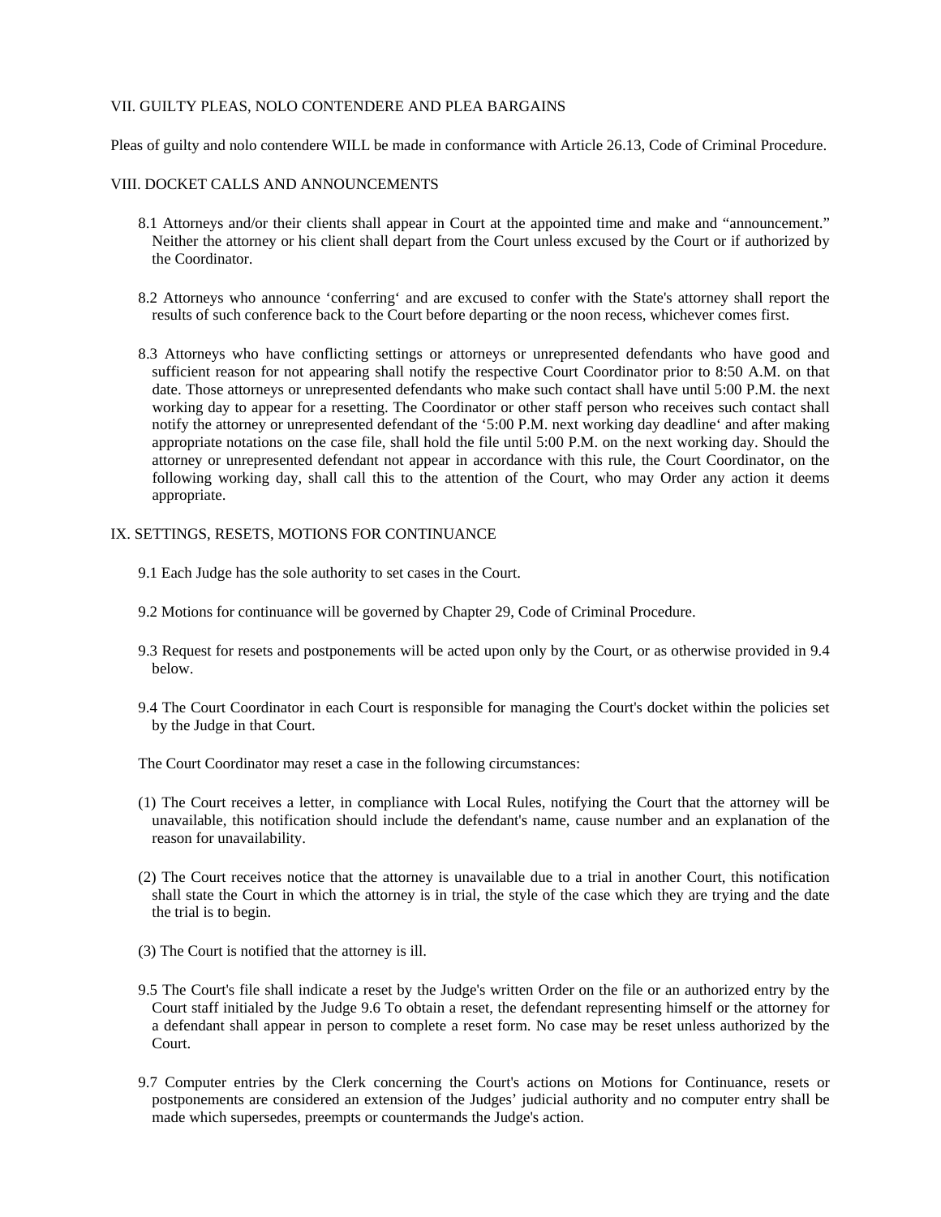## VII. GUILTY PLEAS, NOLO CONTENDERE AND PLEA BARGAINS

Pleas of guilty and nolo contendere WILL be made in conformance with Article 26.13, Code of Criminal Procedure.

## VIII. DOCKET CALLS AND ANNOUNCEMENTS

8.1 Attorneys and/or their clients shall appear in Court at the appointed time and make and "announcement." Neither the attorney or his client shall depart from the Court unless excused by the Court or if authorized by the Coordinator.

8.2 Attorneys who announce 'conferring' and are excused to confer with the State's attorney shall report the results of such conference back to the Court before departing or the noon recess, whichever comes first.

8.3 Attorneys who have conflicting settings or attorneys or unrepresented defendants who have good and sufficient reason for not appearing shall notify the respective Court Coordinator prior to 8:50 A.M. on that date. Those attorneys or unrepresented defendants who make such contact shall have until 5:00 P.M. the next working day to appear for a resetting. The Coordinator or other staff person who receives such contact shall notify the attorney or unrepresented defendant of the '5:00 P.M. next working day deadline' and after making appropriate notations on the case file, shall hold the file until 5:00 P.M. on the next working day. Should the attorney or unrepresented defendant not appear in accordance with this rule, the Court Coordinator, on the following working day, shall call this to the attention of the Court, who may Order any action it deems appropriate.

## IX. SETTINGS, RESETS, MOTIONS FOR CONTINUANCE

9.1 Each Judge has the sole authority to set cases in the Court.

9.2 Motions for continuance will be governed by Chapter 29, Code of Criminal Procedure.

9.3 Request for resets and postponements will be acted upon only by the Court, or as otherwise provided in 9.4 below.

9.4 The Court Coordinator in each Court is responsible for managing the Court's docket within the policies set by the Judge in that Court.

The Court Coordinator may reset a case in the following circumstances:

(1) The Court receives a letter, in compliance with Local Rules, notifying the Court that the attorney will be unavailable, this notification should include the defendant's name, cause number and an explanation of the reason for unavailability.

(2) The Court receives notice that the attorney is unavailable due to a trial in another Court, this notification shall state the Court in which the attorney is in trial, the style of the case which they are trying and the date the trial is to begin.

(3) The Court is notified that the attorney is ill.

9.5 The Court's file shall indicate a reset by the Judge's written Order on the file or an authorized entry by the Court staff initialed by the Judge 9.6 To obtain a reset, the defendant representing himself or the attorney for a defendant shall appear in person to complete a reset form. No case may be reset unless authorized by the Court.

9.7 Computer entries by the Clerk concerning the Court's actions on Motions for Continuance, resets or postponements are considered an extension of the Judges' judicial authority and no computer entry shall be made which supersedes, preempts or countermands the Judge's action.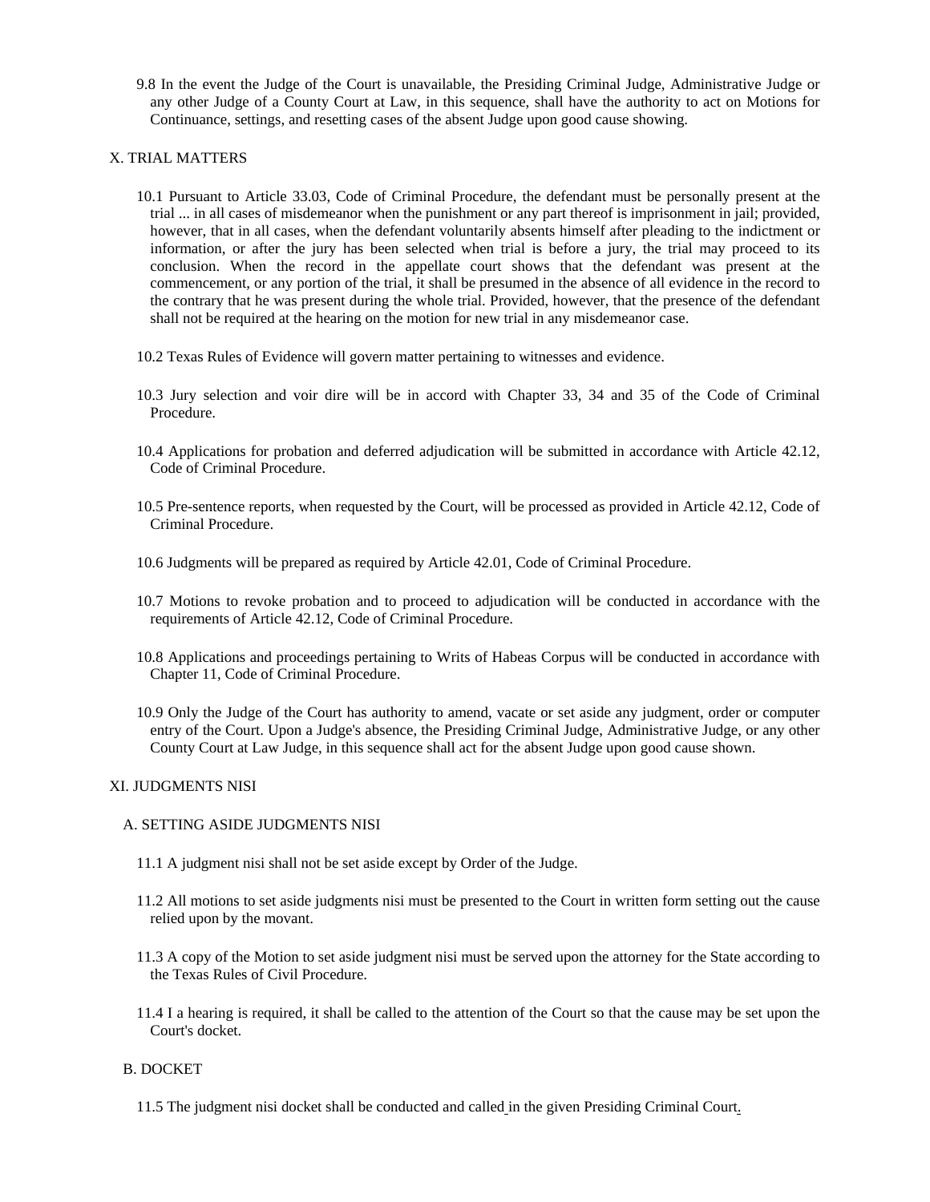9.8 In the event the Judge of the Court is unavailable, the Presiding Criminal Judge, Administrative Judge or any other Judge of a County Court at Law, in this sequence, shall have the authority to act on Motions for Continuance, settings, and resetting cases of the absent Judge upon good cause showing.

## X. TRIAL MATTERS

10.1 Pursuant to Article 33.03, Code of Criminal Procedure, the defendant must be personally present at the trial ... in all cases of misdemeanor when the punishment or any part thereof is imprisonment in jail; provided, however, that in all cases, when the defendant voluntarily absents himself after pleading to the indictment or information, or after the jury has been selected when trial is before a jury, the trial may proceed to its conclusion. When the record in the appellate court shows that the defendant was present at the commencement, or any portion of the trial, it shall be presumed in the absence of all evidence in the record to the contrary that he was present during the whole trial. Provided, however, that the presence of the defendant shall not be required at the hearing on the motion for new trial in any misdemeanor case.

10.2 Texas Rules of Evidence will govern matter pertaining to witnesses and evidence.

10.3 Jury selection and voir dire will be in accord with Chapter 33, 34 and 35 of the Code of Criminal Procedure.

10.4 Applications for probation and deferred adjudication will be submitted in accordance with Article 42.12, Code of Criminal Procedure.

10.5 Pre-sentence reports, when requested by the Court, will be processed as provided in Article 42.12, Code of Criminal Procedure.

10.6 Judgments will be prepared as required by Article 42.01, Code of Criminal Procedure.

10.7 Motions to revoke probation and to proceed to adjudication will be conducted in accordance with the requirements of Article 42.12, Code of Criminal Procedure.

10.8 Applications and proceedings pertaining to Writs of Habeas Corpus will be conducted in accordance with Chapter 11, Code of Criminal Procedure.

10.9 Only the Judge of the Court has authority to amend, vacate or set aside any judgment, order or computer entry of the Court. Upon a Judge's absence, the Presiding Criminal Judge, Administrative Judge, or any other County Court at Law Judge, in this sequence shall act for the absent Judge upon good cause shown.

## XI. JUDGMENTS NISI

### A. SETTING ASIDE JUDGMENTS NISI

11.1 A judgment nisi shall not be set aside except by Order of the Judge.

11.2 All motions to set aside judgments nisi must be presented to the Court in written form setting out the cause relied upon by the movant.

11.3 A copy of the Motion to set aside judgment nisi must be served upon the attorney for the State according to the Texas Rules of Civil Procedure.

11.4 I a hearing is required, it shall be called to the attention of the Court so that the cause may be set upon the Court's docket.

### B. DOCKET

11.5 The judgment nisi docket shall be conducted and called in the given Presiding Criminal Court.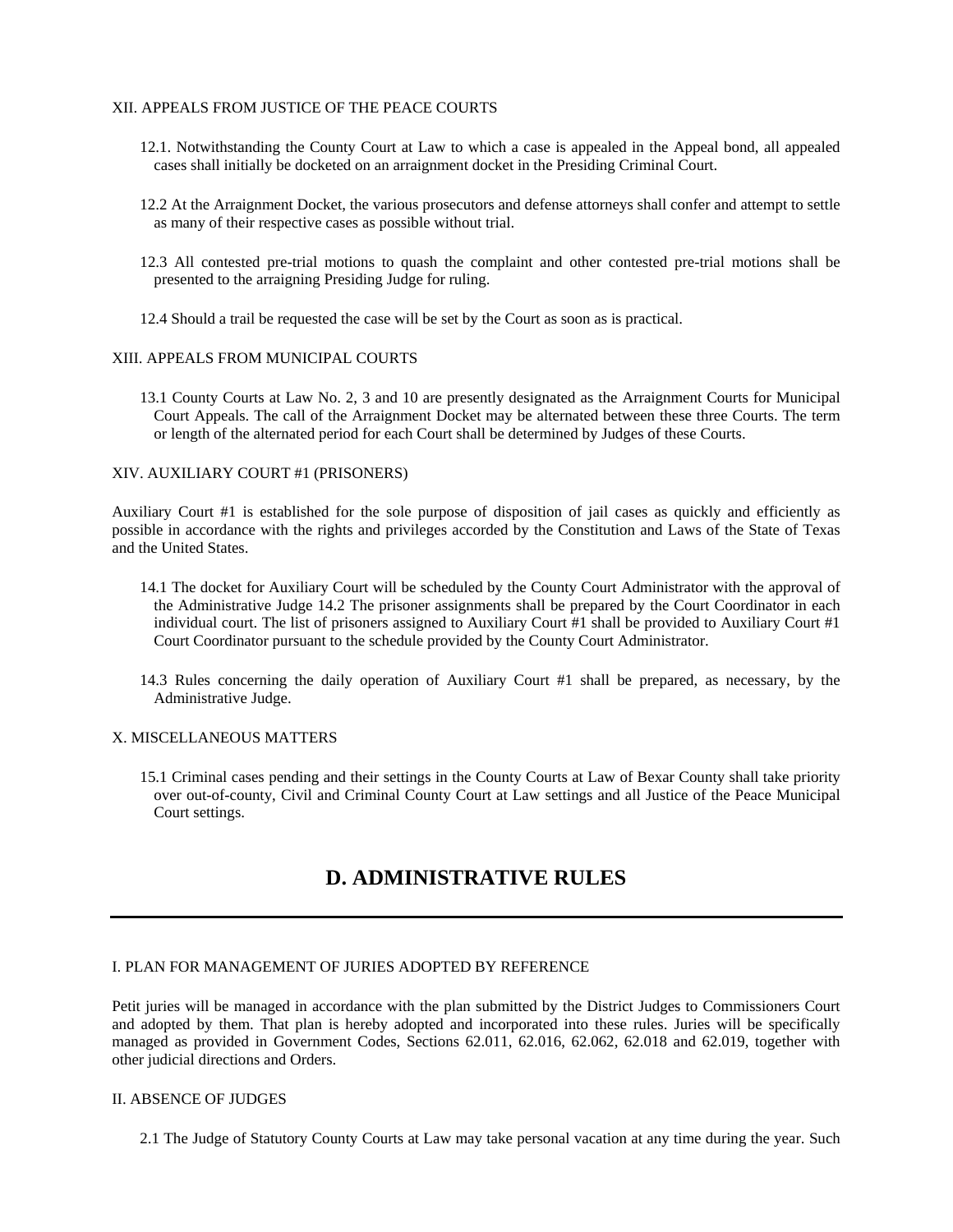XII. APPEALS FROM JUSTICE OF THE PEACE COURTS

12.1. Notwithstanding the County Court at Law to which a case is appealed in the Appeal bond, all appealed cases shall initially be docketed on an arraignment docket in the Presiding Criminal Court.

12.2 At the Arraignment Docket, the various prosecutors and defense attorneys shall confer and attempt to settle as many of their respective cases as possible without trial.

12.3 All contested pre-trial motions to quash the complaint and other contested pre-trial motions shall be presented to the arraigning Presiding Judge for ruling.

12.4 Should a trail be requested the case will be set by the Court as soon as is practical.

XIII. APPEALS FROM MUNICIPAL COURTS

13.1 County Courts at Law No. 2, 3 and 10 are presently designated as the Arraignment Courts for Municipal Court Appeals. The call of the Arraignment Docket may be alternated between these three Courts. The term or length of the alternated period for each Court shall be determined by Judges of these Courts.

XIV. AUXILIARY COURT #1 (PRISONERS)

Auxiliary Court #1 is established for the sole purpose of disposition of jail cases as quickly and efficiently as possible in accordance with the rights and privileges accorded by the Constitution and Laws of the State of Texas and the United States.

14.1 The docket for Auxiliary Court will be scheduled by the County Court Administrator with the approval of the Administrative Judge 14.2 The prisoner assignments shall be prepared by the Court Coordinator in each individual court. The list of prisoners assigned to Auxiliary Court #1 shall be provided to Auxiliary Court #1 Court Coordinator pursuant to the schedule provided by the County Court Administrator.

14.3 Rules concerning the daily operation of Auxiliary Court #1 shall be prepared, as necessary, by the Administrative Judge.

X. MISCELLANEOUS MATTERS

15.1 Criminal cases pending and their settings in the County Courts at Law of Bexar County shall take priority over out-of-county, Civil and Criminal County Court at Law settings and all Justice of the Peace Municipal Court settings.

## D. ADMINISTRATIVE RULES

---

I. PLAN FOR MANAGEMENT OF JURIES ADOPTED BY REFERENCE

Petit juries will be managed in accordance with the plan submitted by the District Judges to Commissioners Court and adopted by them. That plan is hereby adopted and incorporated into these rules. Juries will be specifically managed as provided in Government Codes, Sections 62.011, 62.016, 62.062, 62.018 and 62.019, together with other judicial directions and Orders.

II. ABSENCE OF JUDGES

2.1 The Judge of Statutory County Courts at Law may take personal vacation at any time during the year. Such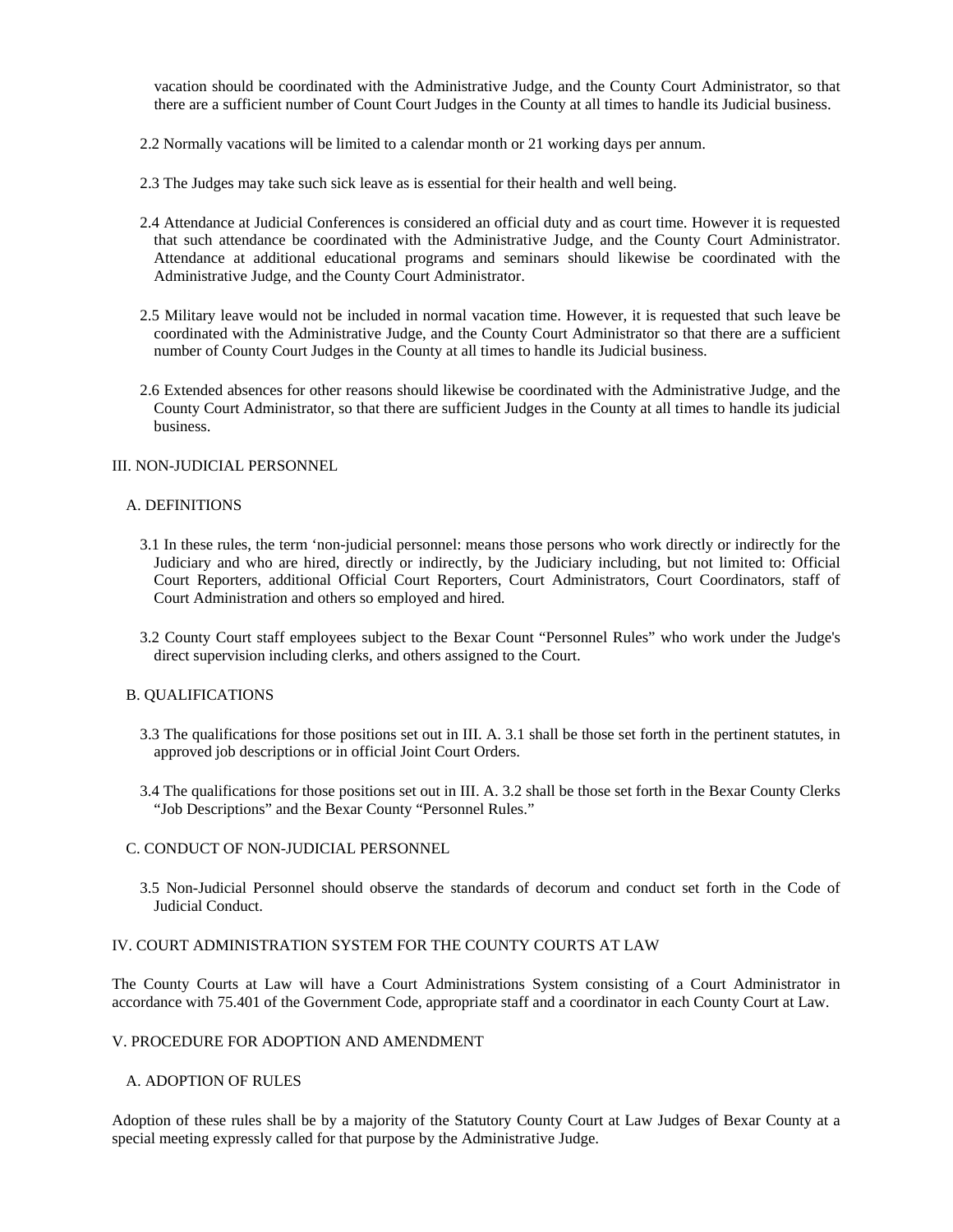vacation should be coordinated with the Administrative Judge, and the County Court Administrator, so that there are a sufficient number of Count Court Judges in the County at all times to handle its Judicial business.

2.2 Normally vacations will be limited to a calendar month or 21 working days per annum.

2.3 The Judges may take such sick leave as is essential for their health and well being.

2.4 Attendance at Judicial Conferences is considered an official duty and as court time. However it is requested that such attendance be coordinated with the Administrative Judge, and the County Court Administrator. Attendance at additional educational programs and seminars should likewise be coordinated with the Administrative Judge, and the County Court Administrator.

2.5 Military leave would not be included in normal vacation time. However, it is requested that such leave be coordinated with the Administrative Judge, and the County Court Administrator so that there are a sufficient number of County Court Judges in the County at all times to handle its Judicial business.

2.6 Extended absences for other reasons should likewise be coordinated with the Administrative Judge, and the County Court Administrator, so that there are sufficient Judges in the County at all times to handle its judicial business.

III. NON-JUDICIAL PERSONNEL

A. DEFINITIONS

3.1 In these rules, the term ‘non-judicial personnel: means those persons who work directly or indirectly for the Judiciary and who are hired, directly or indirectly, by the Judiciary including, but not limited to: Official Court Reporters, additional Official Court Reporters, Court Administrators, Court Coordinators, staff of Court Administration and others so employed and hired.

3.2 County Court staff employees subject to the Bexar Count “Personnel Rules” who work under the Judge's direct supervision including clerks, and others assigned to the Court.

B. QUALIFICATIONS

3.3 The qualifications for those positions set out in III. A. 3.1 shall be those set forth in the pertinent statutes, in approved job descriptions or in official Joint Court Orders.

3.4 The qualifications for those positions set out in III. A. 3.2 shall be those set forth in the Bexar County Clerks “Job Descriptions” and the Bexar County “Personnel Rules.”

C. CONDUCT OF NON-JUDICIAL PERSONNEL

3.5 Non-Judicial Personnel should observe the standards of decorum and conduct set forth in the Code of Judicial Conduct.

IV. COURT ADMINISTRATION SYSTEM FOR THE COUNTY COURTS AT LAW

The County Courts at Law will have a Court Administrations System consisting of a Court Administrator in accordance with 75.401 of the Government Code, appropriate staff and a coordinator in each County Court at Law.

V. PROCEDURE FOR ADOPTION AND AMENDMENT

A. ADOPTION OF RULES

Adoption of these rules shall be by a majority of the Statutory County Court at Law Judges of Bexar County at a special meeting expressly called for that purpose by the Administrative Judge.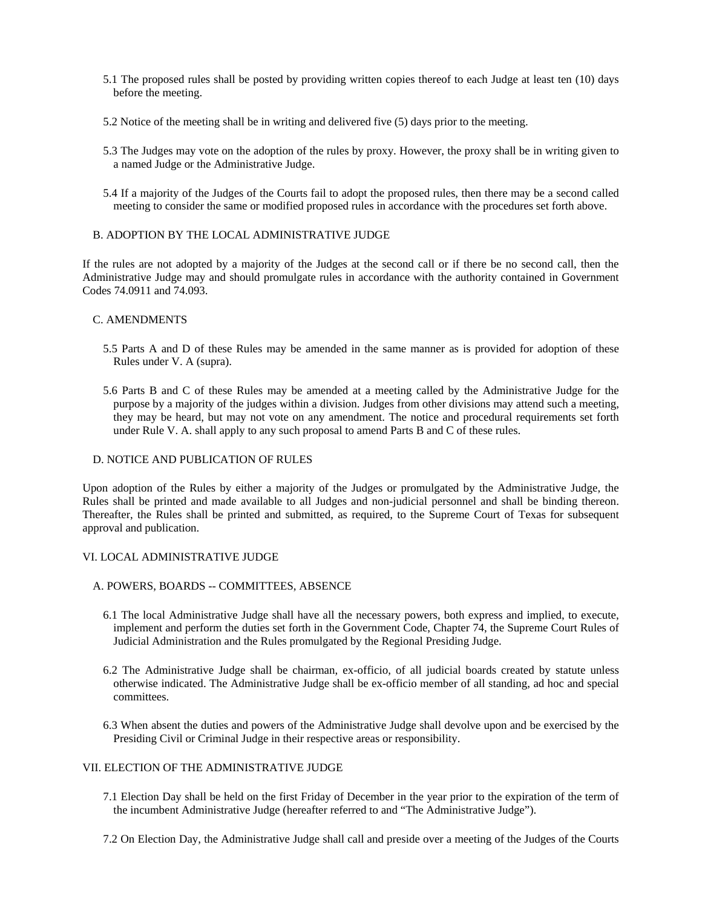5.1 The proposed rules shall be posted by providing written copies thereof to each Judge at least ten (10) days before the meeting.

5.2 Notice of the meeting shall be in writing and delivered five (5) days prior to the meeting.

5.3 The Judges may vote on the adoption of the rules by proxy. However, the proxy shall be in writing given to a named Judge or the Administrative Judge.

5.4 If a majority of the Judges of the Courts fail to adopt the proposed rules, then there may be a second called meeting to consider the same or modified proposed rules in accordance with the procedures set forth above.

### B. ADOPTION BY THE LOCAL ADMINISTRATIVE JUDGE

If the rules are not adopted by a majority of the Judges at the second call or if there be no second call, then the Administrative Judge may and should promulgate rules in accordance with the authority contained in Government Codes 74.0911 and 74.093.

### C. AMENDMENTS

5.5 Parts A and D of these Rules may be amended in the same manner as is provided for adoption of these Rules under V. A (supra).

5.6 Parts B and C of these Rules may be amended at a meeting called by the Administrative Judge for the purpose by a majority of the judges within a division. Judges from other divisions may attend such a meeting, they may be heard, but may not vote on any amendment. The notice and procedural requirements set forth under Rule V. A. shall apply to any such proposal to amend Parts B and C of these rules.

### D. NOTICE AND PUBLICATION OF RULES

Upon adoption of the Rules by either a majority of the Judges or promulgated by the Administrative Judge, the Rules shall be printed and made available to all Judges and non-judicial personnel and shall be binding thereon. Thereafter, the Rules shall be printed and submitted, as required, to the Supreme Court of Texas for subsequent approval and publication.

## VI. LOCAL ADMINISTRATIVE JUDGE

### A. POWERS, BOARDS -- COMMITTEES, ABSENCE

6.1 The local Administrative Judge shall have all the necessary powers, both express and implied, to execute, implement and perform the duties set forth in the Government Code, Chapter 74, the Supreme Court Rules of Judicial Administration and the Rules promulgated by the Regional Presiding Judge.

6.2 The Administrative Judge shall be chairman, ex-officio, of all judicial boards created by statute unless otherwise indicated. The Administrative Judge shall be ex-officio member of all standing, ad hoc and special committees.

6.3 When absent the duties and powers of the Administrative Judge shall devolve upon and be exercised by the Presiding Civil or Criminal Judge in their respective areas or responsibility.

## VII. ELECTION OF THE ADMINISTRATIVE JUDGE

7.1 Election Day shall be held on the first Friday of December in the year prior to the expiration of the term of the incumbent Administrative Judge (hereafter referred to and "The Administrative Judge").

7.2 On Election Day, the Administrative Judge shall call and preside over a meeting of the Judges of the Courts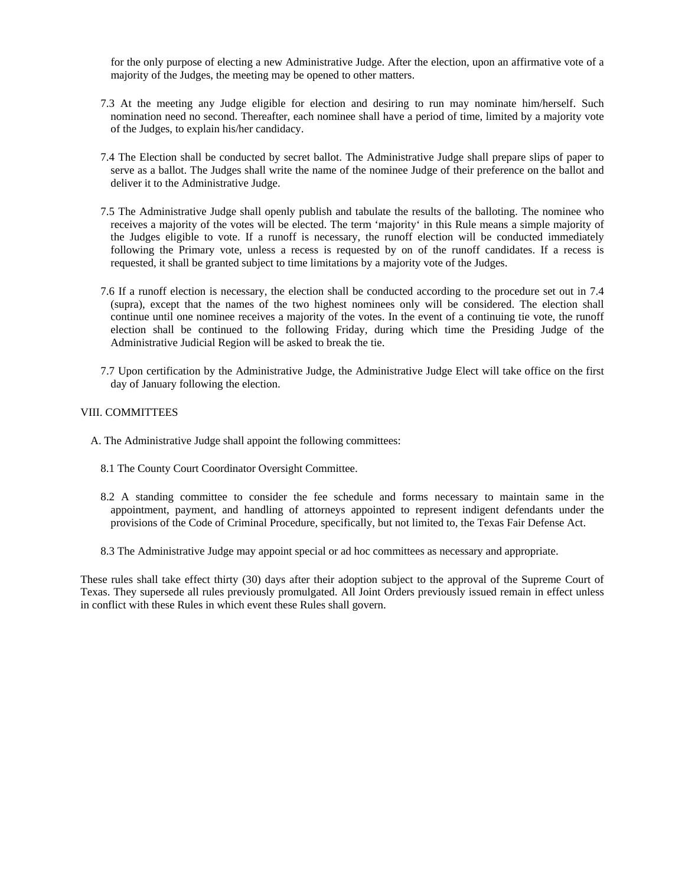for the only purpose of electing a new Administrative Judge. After the election, upon an affirmative vote of a majority of the Judges, the meeting may be opened to other matters.

7.3 At the meeting any Judge eligible for election and desiring to run may nominate him/herself. Such nomination need no second. Thereafter, each nominee shall have a period of time, limited by a majority vote of the Judges, to explain his/her candidacy.

7.4 The Election shall be conducted by secret ballot. The Administrative Judge shall prepare slips of paper to serve as a ballot. The Judges shall write the name of the nominee Judge of their preference on the ballot and deliver it to the Administrative Judge.

7.5 The Administrative Judge shall openly publish and tabulate the results of the balloting. The nominee who receives a majority of the votes will be elected. The term 'majority' in this Rule means a simple majority of the Judges eligible to vote. If a runoff is necessary, the runoff election will be conducted immediately following the Primary vote, unless a recess is requested by on of the runoff candidates. If a recess is requested, it shall be granted subject to time limitations by a majority vote of the Judges.

7.6 If a runoff election is necessary, the election shall be conducted according to the procedure set out in 7.4 (supra), except that the names of the two highest nominees only will be considered. The election shall continue until one nominee receives a majority of the votes. In the event of a continuing tie vote, the runoff election shall be continued to the following Friday, during which time the Presiding Judge of the Administrative Judicial Region will be asked to break the tie.

7.7 Upon certification by the Administrative Judge, the Administrative Judge Elect will take office on the first day of January following the election.

VIII. COMMITTEES

A. The Administrative Judge shall appoint the following committees:

8.1 The County Court Coordinator Oversight Committee.

8.2 A standing committee to consider the fee schedule and forms necessary to maintain same in the appointment, payment, and handling of attorneys appointed to represent indigent defendants under the provisions of the Code of Criminal Procedure, specifically, but not limited to, the Texas Fair Defense Act.

8.3 The Administrative Judge may appoint special or ad hoc committees as necessary and appropriate.

These rules shall take effect thirty (30) days after their adoption subject to the approval of the Supreme Court of Texas. They supersede all rules previously promulgated. All Joint Orders previously issued remain in effect unless in conflict with these Rules in which event these Rules shall govern.